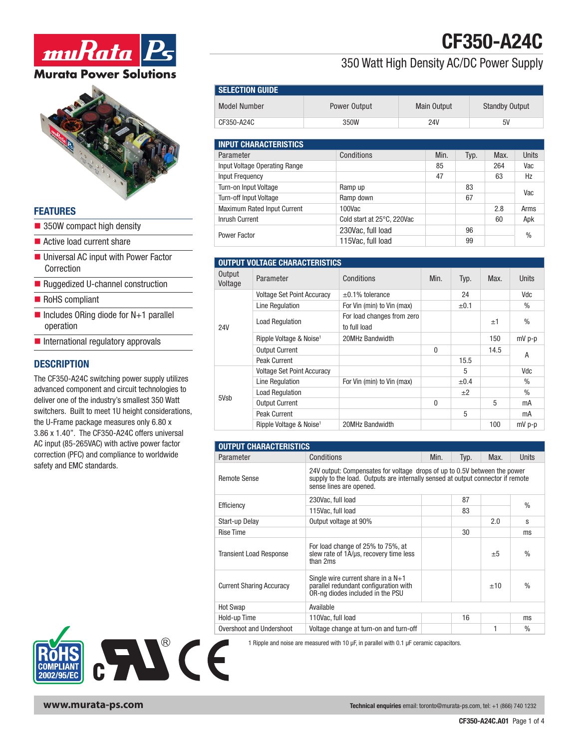# CF350-A24C

## 350 Watt High Density AC/DC Power Supply

### FEATURES

- 350W compact high density
- Active load current share
- Universal AC input with Power Factor Correction
- Ruggedized U-channel construction
- RoHS compliant
- Includes ORing diode for N+1 parallel operation
- International regulatory approvals

### DESCRIPTION

The CF350-A24C switching power supply utilizes advanced component and circuit technologies to deliver one of the industry's smallest 350 Watt switchers. Built to meet 1U height considerations, the U-Frame package measures only 6.80 x 3.86 x 1.40". The CF350-A24C offers universal AC input (85-265VAC) with active power factor correction (PFC) and compliance to worldwide safety and EMC standards.

### SELECTION GUIDE

| Model Number | Power Output | Main Output | Standby Output |
|---|---|---|---|
| CF350-A24C | 350W | 24V | 5V |

### INPUT CHARACTERISTICS

| Parameter | Conditions | Min. | Typ. | Max. | Units |
|---|---|---|---|---|---|
| Input Voltage Operating Range | | 85 | | 264 | Vac |
| Input Frequency | | 47 | | 63 | Hz |
| Turn-on Input Voltage | Ramp up | | 83 | | Vac |
| Turn-off Input Voltage | Ramp down | | 67 | | Vac |
| Maximum Rated Input Current | 100Vac | | | 2.8 | Arms |
| Inrush Current | Cold start at 25°C, 220Vac | | | 60 | Apk |
| Power Factor | 230Vac, full load | | 96 | | % |
| | 115Vac, full load | | 99 | | % |

### OUTPUT VOLTAGE CHARACTERISTICS

| Output Voltage | Parameter | Conditions | Min. | Typ. | Max. | Units |
|---|---|---|---|---|---|---|
| 24V | Voltage Set Point Accuracy | ±0.1% tolerance | | 24 | | Vdc |
| | Line Regulation | For Vin (min) to Vin (max) | | ±0.1 | | % |
| | Load Regulation | For load changes from zero to full load | | | ±1 | % |
| | Ripple Voltage & Noise[1] | 20MHz Bandwidth | | | 150 | mV p-p |
| | Output Current | | 0 | | 14.5 | A |
| | Peak Current | | | 15.5 | | A |
| 5Vsb | Voltage Set Point Accuracy | | | 5 | | Vdc |
| | Line Regulation | For Vin (min) to Vin (max) | | ±0.4 | | % |
| | Load Regulation | | | ±2 | | % |
| | Output Current | | 0 | | 5 | mA |
| | Peak Current | | | 5 | | mA |
| | Ripple Voltage & Noise[1] | 20MHz Bandwidth | | | 100 | mV p-p |

### OUTPUT CHARACTERISTICS

| Parameter | Conditions | Min. | Typ. | Max. | Units |
|---|---|---|---|---|---|
| Remote Sense | 24V output: Compensates for voltage drops of up to 0.5V between the power supply to the load. Outputs are internally sensed at output connector if remote sense lines are opened. | | | | |
| Efficiency | 230Vac, full load | | 87 | | % |
| | 115Vac, full load | | 83 | | % |
| Start-up Delay | Output voltage at 90% | | | 2.0 | s |
| Rise Time | | | 30 | | ms |
| Transient Load Response | For load change of 25% to 75%, at slew rate of 1A/μs, recovery time less than 2ms | | | ±5 | % |
| Current Sharing Accuracy | Single wire current share in a N+1 parallel redundant configuration with OR-ng diodes included in the PSU | | | ±10 | % |
| Hot Swap | Available | | | | |
| Hold-up Time | 110Vac, full load | | 16 | | ms |
| Overshoot and Undershoot | Voltage change at turn-on and turn-off | | | 1 | % |

1 Ripple and noise are measured with 10 μF, in parallel with 0.1 μF ceramic capacitors.

RoHS COMPLIANT 2002/95/EC

www.murata-ps.com

**Technical enquiries** email: toronto@murata-ps.com, tel: +1 (866) 740 1232

**CF350-A24C.A01**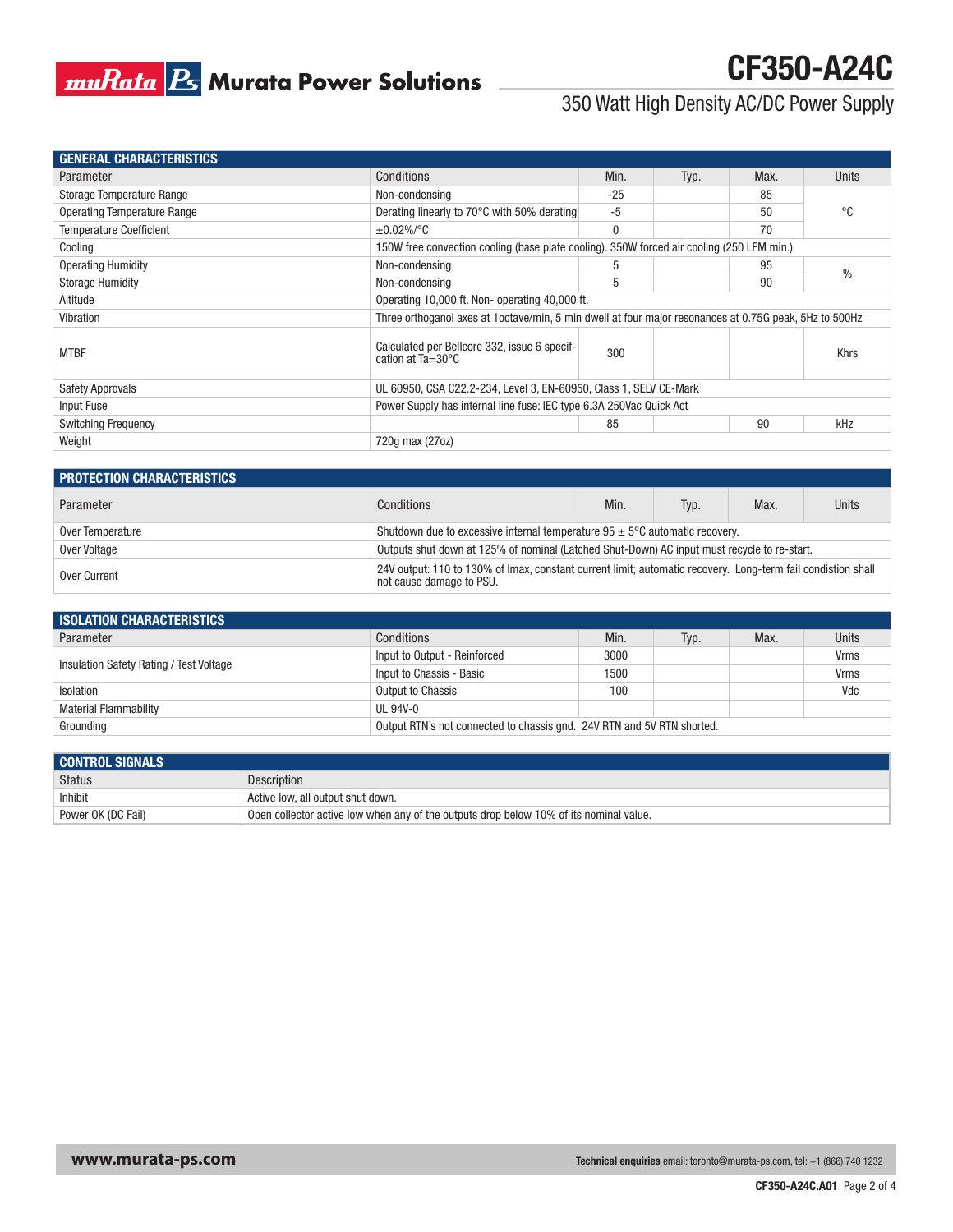## GENERAL CHARACTERISTICS

| Parameter | Conditions | Min. | Typ. | Max. | Units |
|---|---|---|---|---|---|
| Storage Temperature Range | Non-condensing | -25 | | 85 | °C |
| Operating Temperature Range | Derating linearly to 70°C with 50% derating | -5 | | 50 | |
| Temperature Coefficient | ±0.02%/°C | 0 | | 70 | |
| Cooling | 150W free convection cooling (base plate cooling). 350W forced air cooling (250 LFM min.) | | | | |
| Operating Humidity | Non-condensing | 5 | | 95 | % |
| Storage Humidity | Non-condensing | 5 | | 90 | |
| Altitude | Operating 10,000 ft. Non- operating 40,000 ft. | | | | |
| Vibration | Three orthoganol axes at 1octave/min, 5 min dwell at four major resonances at 0.75G peak, 5Hz to 500Hz | | | | |
| MTBF | Calculated per Bellcore 332, issue 6 specif-cation at Ta=30°C | 300 | | | Khrs |
| Safety Approvals | UL 60950, CSA C22.2-234, Level 3, EN-60950, Class 1, SELV CE-Mark | | | | |
| Input Fuse | Power Supply has internal line fuse: IEC type 6.3A 250Vac Quick Act | | | | |
| Switching Frequency | | 85 | | 90 | kHz |
| Weight | 720g max (27oz) | | | | |

## PROTECTION CHARACTERISTICS

| Parameter | Conditions | Min. | Typ. | Max. | Units |
|---|---|---|---|---|---|
| Over Temperature | Shutdown due to excessive internal temperature 95 ± 5°C automatic recovery. | | | | |
| Over Voltage | Outputs shut down at 125% of nominal (Latched Shut-Down) AC input must recycle to re-start. | | | | |
| Over Current | 24V output: 110 to 130% of Imax, constant current limit; automatic recovery. Long-term fail condistion shall not cause damage to PSU. | | | | |

## ISOLATION CHARACTERISTICS

| Parameter | Conditions | Min. | Typ. | Max. | Units |
|---|---|---|---|---|---|
| Insulation Safety Rating / Test Voltage | Input to Output - Reinforced | 3000 | | | Vrms |
| | Input to Chassis - Basic | 1500 | | | Vrms |
| Isolation | Output to Chassis | 100 | | | Vdc |
| Material Flammability | UL 94V-0 | | | | |
| Grounding | Output RTN's not connected to chassis gnd. 24V RTN and 5V RTN shorted. | | | | |

## CONTROL SIGNALS

| Status | Description |
|---|---|
| Inhibit | Active low, all output shut down. |
| Power OK (DC Fail) | Open collector active low when any of the outputs drop below 10% of its nominal value. |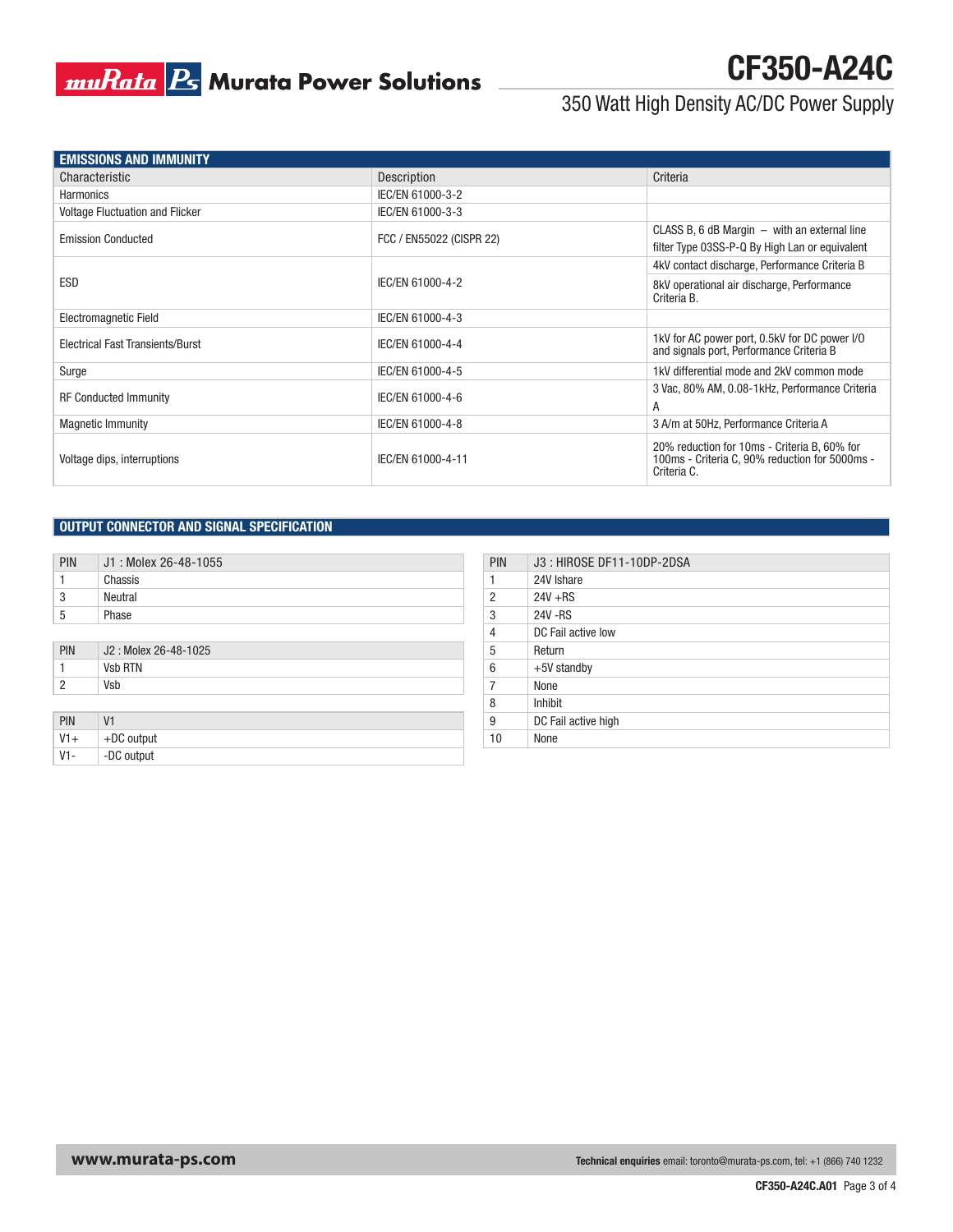## EMISSIONS AND IMMUNITY

| Characteristic | Description | Criteria |
|---|---|---|
| Harmonics | IEC/EN 61000-3-2 | |
| Voltage Fluctuation and Flicker | IEC/EN 61000-3-3 | |
| Emission Conducted | FCC / EN55022 (CISPR 22) | CLASS B, 6 dB Margin – with an external line filter Type 03SS-P-Q By High Lan or equivalent |
| ESD | IEC/EN 61000-4-2 | 4kV contact discharge, Performance Criteria B |
| | | 8kV operational air discharge, Performance Criteria B. |
| Electromagnetic Field | IEC/EN 61000-4-3 | |
| Electrical Fast Transients/Burst | IEC/EN 61000-4-4 | 1kV for AC power port, 0.5kV for DC power I/O and signals port, Performance Criteria B |
| Surge | IEC/EN 61000-4-5 | 1kV differential mode and 2kV common mode |
| RF Conducted Immunity | IEC/EN 61000-4-6 | 3 Vac, 80% AM, 0.08-1kHz, Performance Criteria A |
| Magnetic Immunity | IEC/EN 61000-4-8 | 3 A/m at 50Hz, Performance Criteria A |
| Voltage dips, interruptions | IEC/EN 61000-4-11 | 20% reduction for 10ms - Criteria B, 60% for 100ms - Criteria C, 90% reduction for 5000ms - Criteria C. |

## OUTPUT CONNECTOR AND SIGNAL SPECIFICATION

| PIN | J1 : Molex 26-48-1055 |
|---|---|
| 1 | Chassis |
| 3 | Neutral |
| 5 | Phase |

| PIN | J2 : Molex 26-48-1025 |
|---|---|
| 1 | Vsb RTN |
| 2 | Vsb |

| PIN | V1 |
|---|---|
| V1+ | +DC output |
| V1- | -DC output |

| PIN | J3 : HIROSE DF11-10DP-2DSA |
|---|---|
| 1 | 24V Ishare |
| 2 | 24V +RS |
| 3 | 24V -RS |
| 4 | DC Fail active low |
| 5 | Return |
| 6 | +5V standby |
| 7 | None |
| 8 | Inhibit |
| 9 | DC Fail active high |
| 10 | None |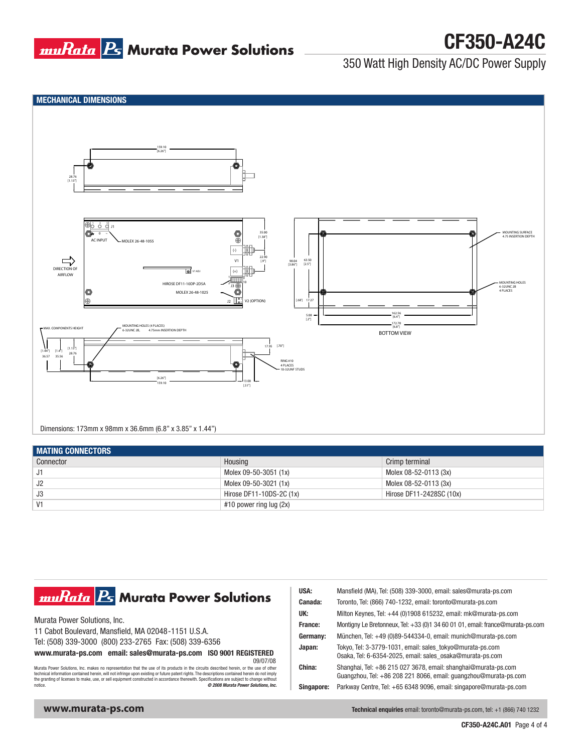# CF350-A24C

350 Watt High Density AC/DC Power Supply

## MECHANICAL DIMENSIONS

159.10
[6.26"]
28.76
[1.13"]

J1
AC INPUT
MOLEX 26-48-1055
35.00
[1.38"]
22.90
[.9"]
V1
(-)
(+)
DIRECTION OF AIRFLOW
V1 ADJ
HIROSE DF11-10DP-2DSA
J3
MOLEX 26-48-1025
J2
V2 (OPTION)

98.04
[3.86"]
63.50
[2.5"]
[.68"] 17.27
5.08
[.2"]
162.56
[6.4"]
172.70
[6.8"]
MOUNTING SURFACE
4.75 INSERTION DEPTH
MOUNTING HOLES
6-32UNC 2B
4 PLACES
BOTTOM VIEW

MAX. COMPONENTS HEIGHT
MOUNTING HOLES (4 PLACES)
6-32UNC 2B, 4.75mm INSERTION DEPTH
[1.44"] 36.57
[1.4"] 35.56
[1.13"] 28.76
17.95 [.70"]
RING #10
4 PLACES
10-32UNF STUDS
[6.26"]
159.10
13.00
[.51"]

Dimensions: 173mm x 98mm x 36.6mm (6.8" x 3.85" x 1.44")

## MATING CONNECTORS

| Connector | Housing | Crimp terminal |
|---|---|---|
| J1 | Molex 09-50-3051 (1x) | Molex 08-52-0113 (3x) |
| J2 | Molex 09-50-3021 (1x) | Molex 08-52-0113 (3x) |
| J3 | Hirose DF11-10DS-2C (1x) | Hirose DF11-2428SC (10x) |
| V1 | #10 power ring lug (2x) | |

**Murata Power Solutions**

Murata Power Solutions, Inc.
11 Cabot Boulevard, Mansfield, MA 02048-1151 U.S.A.
Tel: (508) 339-3000 (800) 233-2765 Fax: (508) 339-6356
**www.murata-ps.com email: sales@murata-ps.com ISO 9001 REGISTERED**
09/07/08

Murata Power Solutions, Inc. makes no representation that the use of its products in the circuits described herein, or the use of other technical information contained herein, will not infringe upon existing or future patent rights. The descriptions contained herein do not imply the granting of licenses to make, use, or sell equipment constructed in accordance therewith. Specifications are subject to change without notice. ***© 2008 Murata Power Solutions, Inc.***

| | |
|---|---|
| **USA:** | Mansfield (MA), Tel: (508) 339-3000, email: sales@murata-ps.com |
| **Canada:** | Toronto, Tel: (866) 740-1232, email: toronto@murata-ps.com |
| **UK:** | Milton Keynes, Tel: +44 (0)1908 615232, email: mk@murata-ps.com |
| **France:** | Montigny Le Bretonneux, Tel: +33 (0)1 34 60 01 01, email: france@murata-ps.com |
| **Germany:** | München, Tel: +49 (0)89-544334-0, email: munich@murata-ps.com |
| **Japan:** | Tokyo, Tel: 3-3779-1031, email: sales_tokyo@murata-ps.com<br>Osaka, Tel: 6-6354-2025, email: sales_osaka@murata-ps.com |
| **China:** | Shanghai, Tel: +86 215 027 3678, email: shanghai@murata-ps.com<br>Guangzhou, Tel: +86 208 221 8066, email: guangzhou@murata-ps.com |
| **Singapore:** | Parkway Centre, Tel: +65 6348 9096, email: singapore@murata-ps.com |

**www.murata-ps.com**

**Technical enquiries** email: toronto@murata-ps.com, tel: +1 (866) 740 1232